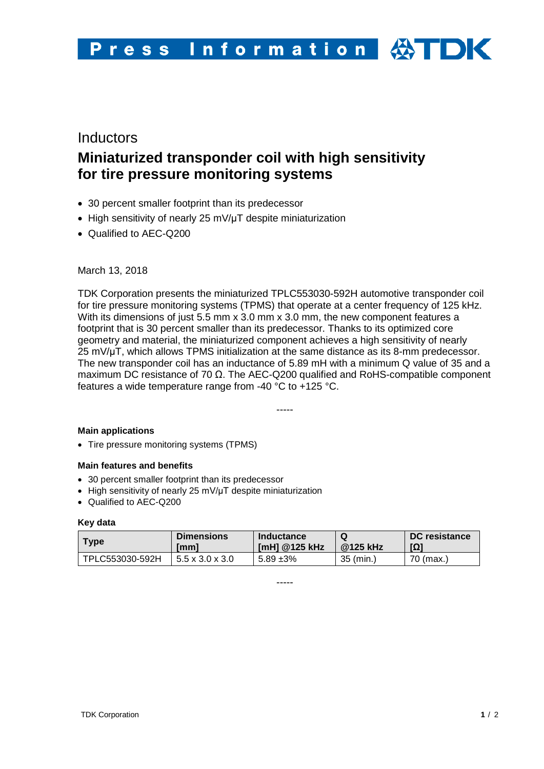# Press Information

Inductors

## Miniaturized transponder coil with high sensitivity for tire pressure monitoring systems

- 30 percent smaller footprint than its predecessor
- High sensitivity of nearly 25 mV/µT despite miniaturization
- Qualified to AEC-Q200

March 13, 2018

TDK Corporation presents the miniaturized TPLC553030-592H automotive transponder coil for tire pressure monitoring systems (TPMS) that operate at a center frequency of 125 kHz. With its dimensions of just 5.5 mm x 3.0 mm x 3.0 mm, the new component features a footprint that is 30 percent smaller than its predecessor. Thanks to its optimized core geometry and material, the miniaturized component achieves a high sensitivity of nearly 25 mV/µT, which allows TPMS initialization at the same distance as its 8-mm predecessor. The new transponder coil has an inductance of 5.89 mH with a minimum Q value of 35 and a maximum DC resistance of 70 Ω. The AEC-Q200 qualified and RoHS-compatible component features a wide temperature range from -40 °C to +125 °C.

-----

**Main applications**

- Tire pressure monitoring systems (TPMS)

**Main features and benefits**

- 30 percent smaller footprint than its predecessor
- High sensitivity of nearly 25 mV/µT despite miniaturization
- Qualified to AEC-Q200

**Key data**

| Type | Dimensions [mm] | Inductance [mH] @125 kHz | Q @125 kHz | DC resistance [Ω] |
|---|---|---|---|---|
| TPLC553030-592H | 5.5 x 3.0 x 3.0 | 5.89 ±3% | 35 (min.) | 70 (max.) |

-----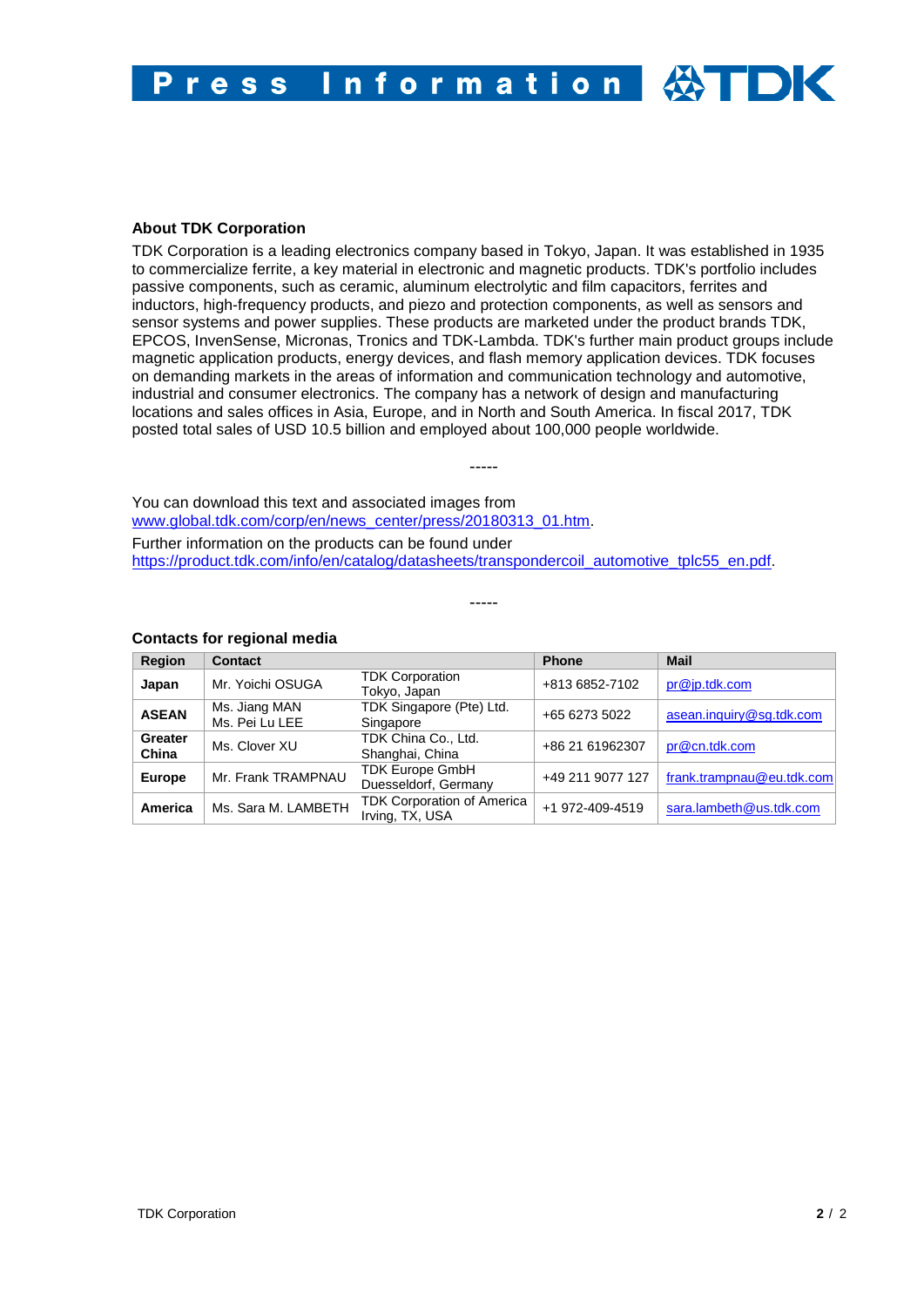**About TDK Corporation**

TDK Corporation is a leading electronics company based in Tokyo, Japan. It was established in 1935 to commercialize ferrite, a key material in electronic and magnetic products. TDK's portfolio includes passive components, such as ceramic, aluminum electrolytic and film capacitors, ferrites and inductors, high-frequency products, and piezo and protection components, as well as sensors and sensor systems and power supplies. These products are marketed under the product brands TDK, EPCOS, InvenSense, Micronas, Tronics and TDK-Lambda. TDK's further main product groups include magnetic application products, energy devices, and flash memory application devices. TDK focuses on demanding markets in the areas of information and communication technology and automotive, industrial and consumer electronics. The company has a network of design and manufacturing locations and sales offices in Asia, Europe, and in North and South America. In fiscal 2017, TDK posted total sales of USD 10.5 billion and employed about 100,000 people worldwide.

-----

You can download this text and associated images from www.global.tdk.com/corp/en/news_center/press/20180313_01.htm.

Further information on the products can be found under https://product.tdk.com/info/en/catalog/datasheets/transpondercoil_automotive_tplc55_en.pdf.

-----

**Contacts for regional media**

| Region | Contact | | Phone | Mail |
|---|---|---|---|---|
| **Japan** | Mr. Yoichi OSUGA | TDK Corporation Tokyo, Japan | +813 6852-7102 | pr@jp.tdk.com |
| **ASEAN** | Ms. Jiang MAN Ms. Pei Lu LEE | TDK Singapore (Pte) Ltd. Singapore | +65 6273 5022 | asean.inquiry@sg.tdk.com |
| **Greater China** | Ms. Clover XU | TDK China Co., Ltd. Shanghai, China | +86 21 61962307 | pr@cn.tdk.com |
| **Europe** | Mr. Frank TRAMPNAU | TDK Europe GmbH Duesseldorf, Germany | +49 211 9077 127 | frank.trampnau@eu.tdk.com |
| **America** | Ms. Sara M. LAMBETH | TDK Corporation of America Irving, TX, USA | +1 972-409-4519 | sara.lambeth@us.tdk.com |